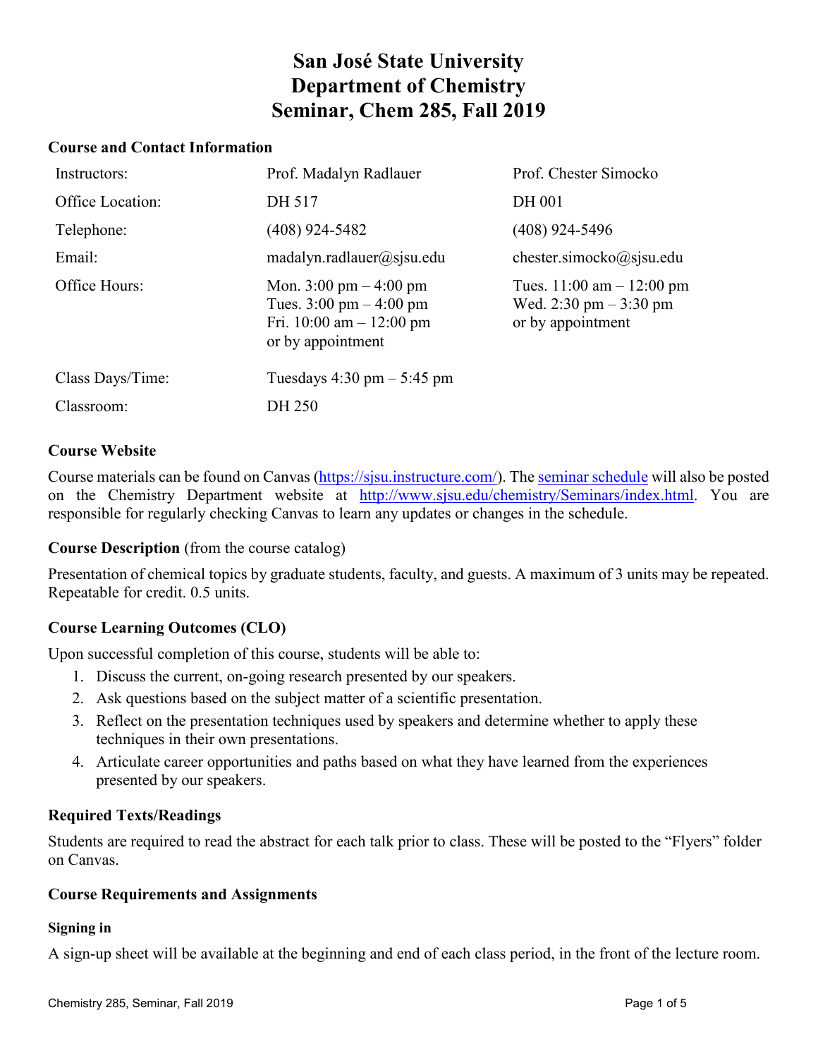# San José State University
# Department of Chemistry
# Seminar, Chem 285, Fall 2019

## Course and Contact Information

| | | |
|---|---|---|
| Instructors: | Prof. Madalyn Radlauer | Prof. Chester Simocko |
| Office Location: | DH 517 | DH 001 |
| Telephone: | (408) 924-5482 | (408) 924-5496 |
| Email: | madalyn.radlauer@sjsu.edu | chester.simocko@sjsu.edu |
| Office Hours: | Mon. 3:00 pm – 4:00 pm<br>Tues. 3:00 pm – 4:00 pm<br>Fri. 10:00 am – 12:00 pm<br>or by appointment | Tues. 11:00 am – 12:00 pm<br>Wed. 2:30 pm – 3:30 pm<br>or by appointment |
| Class Days/Time: | Tuesdays 4:30 pm – 5:45 pm | |
| Classroom: | DH 250 | |

## Course Website

Course materials can be found on Canvas (https://sjsu.instructure.com/). The seminar schedule will also be posted on the Chemistry Department website at http://www.sjsu.edu/chemistry/Seminars/index.html. You are responsible for regularly checking Canvas to learn any updates or changes in the schedule.

## Course Description (from the course catalog)

Presentation of chemical topics by graduate students, faculty, and guests. A maximum of 3 units may be repeated. Repeatable for credit. 0.5 units.

## Course Learning Outcomes (CLO)

Upon successful completion of this course, students will be able to:

1. Discuss the current, on-going research presented by our speakers.
2. Ask questions based on the subject matter of a scientific presentation.
3. Reflect on the presentation techniques used by speakers and determine whether to apply these techniques in their own presentations.
4. Articulate career opportunities and paths based on what they have learned from the experiences presented by our speakers.

## Required Texts/Readings

Students are required to read the abstract for each talk prior to class. These will be posted to the "Flyers" folder on Canvas.

## Course Requirements and Assignments

### Signing in

A sign-up sheet will be available at the beginning and end of each class period, in the front of the lecture room.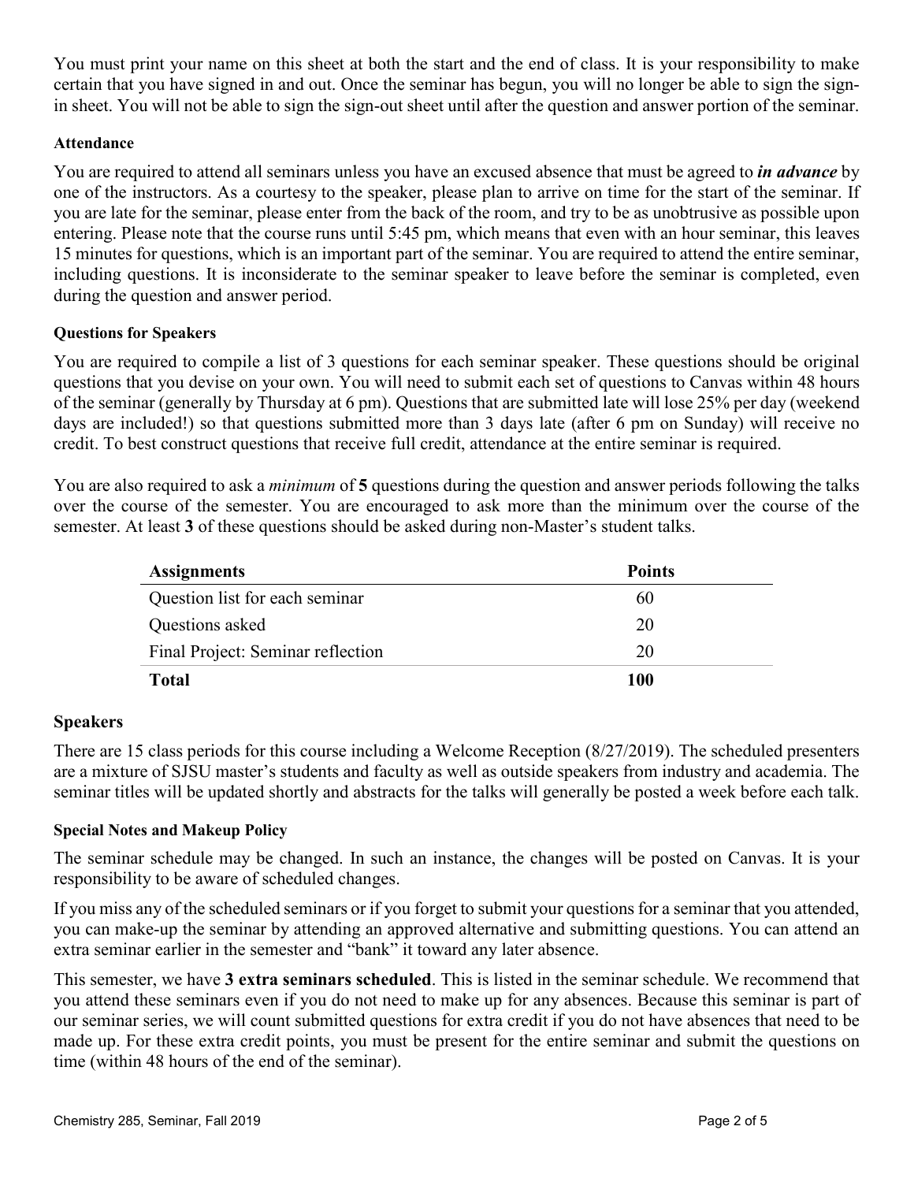You must print your name on this sheet at both the start and the end of class. It is your responsibility to make certain that you have signed in and out. Once the seminar has begun, you will no longer be able to sign the sign-in sheet. You will not be able to sign the sign-out sheet until after the question and answer portion of the seminar.

#### Attendance

You are required to attend all seminars unless you have an excused absence that must be agreed to ***in advance*** by one of the instructors. As a courtesy to the speaker, please plan to arrive on time for the start of the seminar. If you are late for the seminar, please enter from the back of the room, and try to be as unobtrusive as possible upon entering. Please note that the course runs until 5:45 pm, which means that even with an hour seminar, this leaves 15 minutes for questions, which is an important part of the seminar. You are required to attend the entire seminar, including questions. It is inconsiderate to the seminar speaker to leave before the seminar is completed, even during the question and answer period.

#### Questions for Speakers

You are required to compile a list of 3 questions for each seminar speaker. These questions should be original questions that you devise on your own. You will need to submit each set of questions to Canvas within 48 hours of the seminar (generally by Thursday at 6 pm). Questions that are submitted late will lose 25% per day (weekend days are included!) so that questions submitted more than 3 days late (after 6 pm on Sunday) will receive no credit. To best construct questions that receive full credit, attendance at the entire seminar is required.

You are also required to ask a *minimum* of **5** questions during the question and answer periods following the talks over the course of the semester. You are encouraged to ask more than the minimum over the course of the semester. At least **3** of these questions should be asked during non-Master's student talks.

| Assignments | Points |
|---|---|
| Question list for each seminar | 60 |
| Questions asked | 20 |
| Final Project: Seminar reflection | 20 |
| **Total** | **100** |

### Speakers

There are 15 class periods for this course including a Welcome Reception (8/27/2019). The scheduled presenters are a mixture of SJSU master's students and faculty as well as outside speakers from industry and academia. The seminar titles will be updated shortly and abstracts for the talks will generally be posted a week before each talk.

#### Special Notes and Makeup Policy

The seminar schedule may be changed. In such an instance, the changes will be posted on Canvas. It is your responsibility to be aware of scheduled changes.

If you miss any of the scheduled seminars or if you forget to submit your questions for a seminar that you attended, you can make-up the seminar by attending an approved alternative and submitting questions. You can attend an extra seminar earlier in the semester and "bank" it toward any later absence.

This semester, we have **3 extra seminars scheduled**. This is listed in the seminar schedule. We recommend that you attend these seminars even if you do not need to make up for any absences. Because this seminar is part of our seminar series, we will count submitted questions for extra credit if you do not have absences that need to be made up. For these extra credit points, you must be present for the entire seminar and submit the questions on time (within 48 hours of the end of the seminar).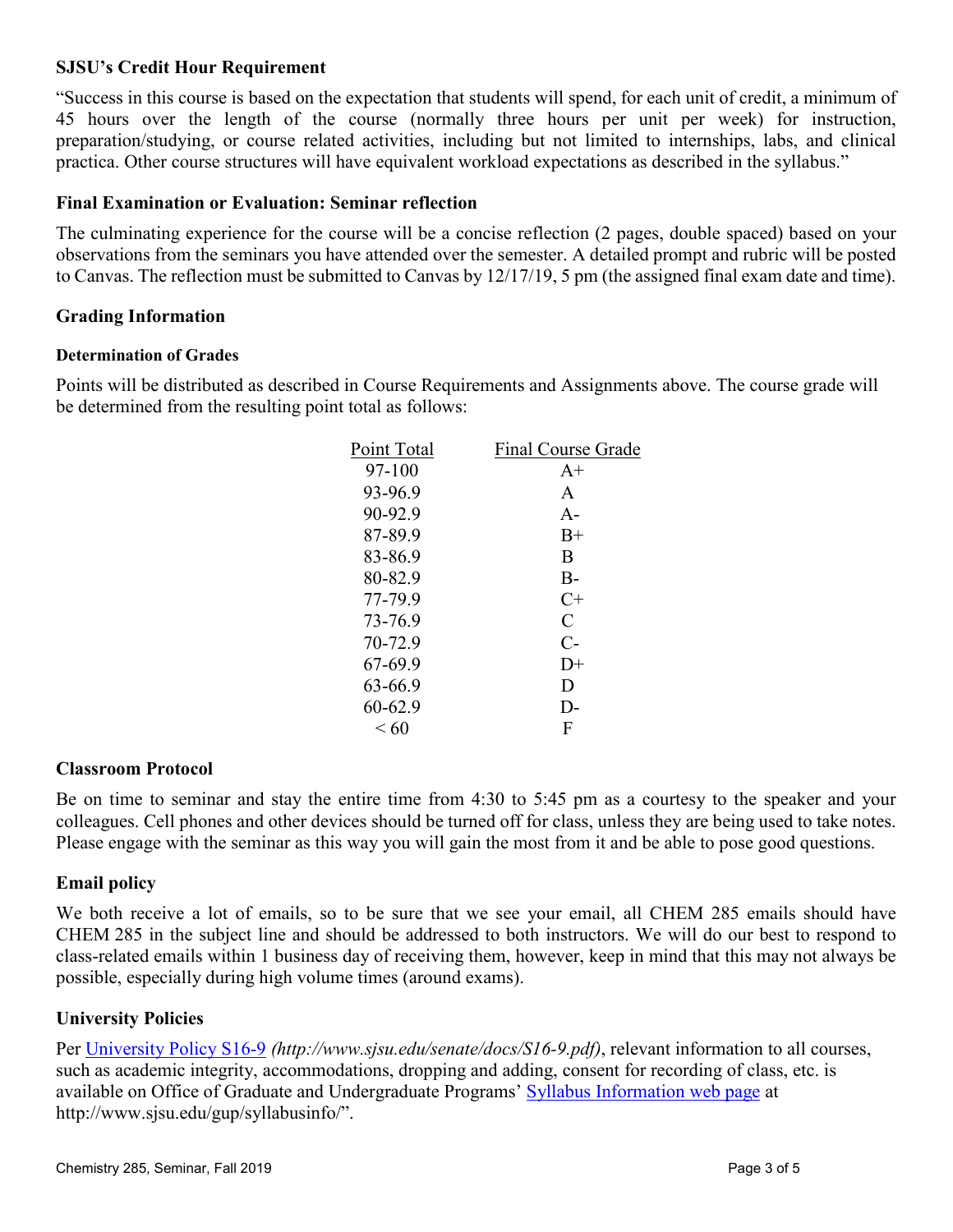## SJSU's Credit Hour Requirement

"Success in this course is based on the expectation that students will spend, for each unit of credit, a minimum of 45 hours over the length of the course (normally three hours per unit per week) for instruction, preparation/studying, or course related activities, including but not limited to internships, labs, and clinical practica. Other course structures will have equivalent workload expectations as described in the syllabus."

## Final Examination or Evaluation: Seminar reflection

The culminating experience for the course will be a concise reflection (2 pages, double spaced) based on your observations from the seminars you have attended over the semester. A detailed prompt and rubric will be posted to Canvas. The reflection must be submitted to Canvas by 12/17/19, 5 pm (the assigned final exam date and time).

## Grading Information

### Determination of Grades

Points will be distributed as described in Course Requirements and Assignments above. The course grade will be determined from the resulting point total as follows:

| Point Total | Final Course Grade |
|---|---|
| 97-100 | A+ |
| 93-96.9 | A |
| 90-92.9 | A- |
| 87-89.9 | B+ |
| 83-86.9 | B |
| 80-82.9 | B- |
| 77-79.9 | C+ |
| 73-76.9 | C |
| 70-72.9 | C- |
| 67-69.9 | D+ |
| 63-66.9 | D |
| 60-62.9 | D- |
| < 60 | F |

## Classroom Protocol

Be on time to seminar and stay the entire time from 4:30 to 5:45 pm as a courtesy to the speaker and your colleagues. Cell phones and other devices should be turned off for class, unless they are being used to take notes. Please engage with the seminar as this way you will gain the most from it and be able to pose good questions.

## Email policy

We both receive a lot of emails, so to be sure that we see your email, all CHEM 285 emails should have CHEM 285 in the subject line and should be addressed to both instructors. We will do our best to respond to class-related emails within 1 business day of receiving them, however, keep in mind that this may not always be possible, especially during high volume times (around exams).

## University Policies

Per [University Policy S16-9](http://www.sjsu.edu/senate/docs/S16-9.pdf) *(http://www.sjsu.edu/senate/docs/S16-9.pdf)*, relevant information to all courses, such as academic integrity, accommodations, dropping and adding, consent for recording of class, etc. is available on Office of Graduate and Undergraduate Programs' [Syllabus Information web page](http://www.sjsu.edu/gup/syllabusinfo/) at http://www.sjsu.edu/gup/syllabusinfo/".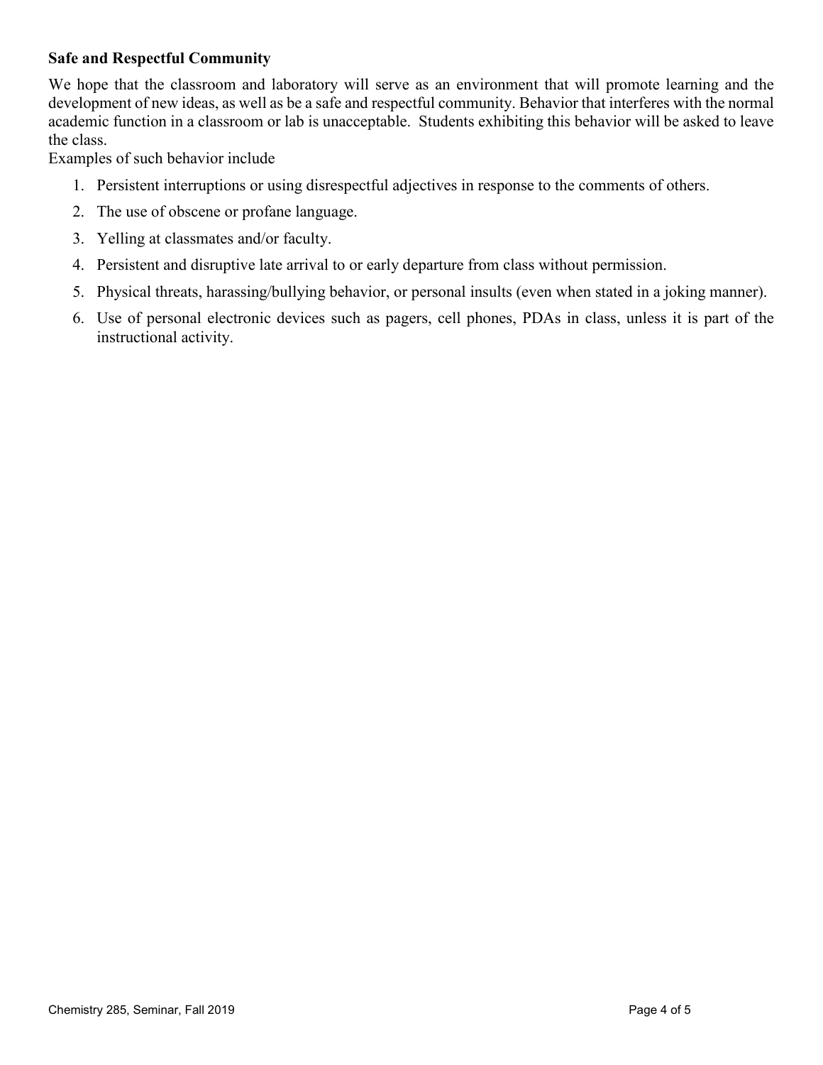**Safe and Respectful Community**

We hope that the classroom and laboratory will serve as an environment that will promote learning and the development of new ideas, as well as be a safe and respectful community. Behavior that interferes with the normal academic function in a classroom or lab is unacceptable. Students exhibiting this behavior will be asked to leave the class.

Examples of such behavior include

1. Persistent interruptions or using disrespectful adjectives in response to the comments of others.
2. The use of obscene or profane language.
3. Yelling at classmates and/or faculty.
4. Persistent and disruptive late arrival to or early departure from class without permission.
5. Physical threats, harassing/bullying behavior, or personal insults (even when stated in a joking manner).
6. Use of personal electronic devices such as pagers, cell phones, PDAs in class, unless it is part of the instructional activity.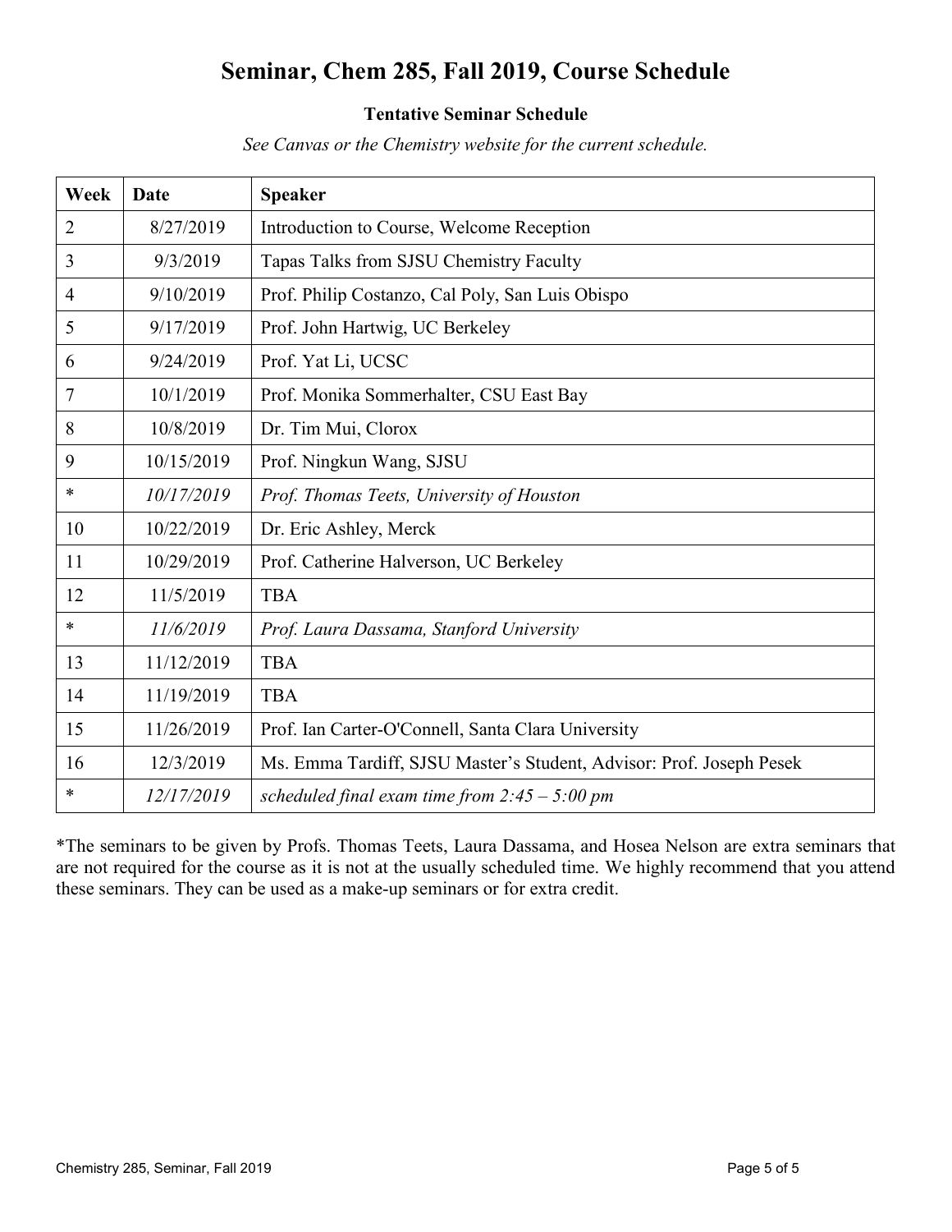# Seminar, Chem 285, Fall 2019, Course Schedule

### Tentative Seminar Schedule

*See Canvas or the Chemistry website for the current schedule.*

| Week | Date | Speaker |
|---|---|---|
| 2 | 8/27/2019 | Introduction to Course, Welcome Reception |
| 3 | 9/3/2019 | Tapas Talks from SJSU Chemistry Faculty |
| 4 | 9/10/2019 | Prof. Philip Costanzo, Cal Poly, San Luis Obispo |
| 5 | 9/17/2019 | Prof. John Hartwig, UC Berkeley |
| 6 | 9/24/2019 | Prof. Yat Li, UCSC |
| 7 | 10/1/2019 | Prof. Monika Sommerhalter, CSU East Bay |
| 8 | 10/8/2019 | Dr. Tim Mui, Clorox |
| 9 | 10/15/2019 | Prof. Ningkun Wang, SJSU |
| * | *10/17/2019* | *Prof. Thomas Teets, University of Houston* |
| 10 | 10/22/2019 | Dr. Eric Ashley, Merck |
| 11 | 10/29/2019 | Prof. Catherine Halverson, UC Berkeley |
| 12 | 11/5/2019 | TBA |
| * | *11/6/2019* | *Prof. Laura Dassama, Stanford University* |
| 13 | 11/12/2019 | TBA |
| 14 | 11/19/2019 | TBA |
| 15 | 11/26/2019 | Prof. Ian Carter-O'Connell, Santa Clara University |
| 16 | 12/3/2019 | Ms. Emma Tardiff, SJSU Master's Student, Advisor: Prof. Joseph Pesek |
| * | *12/17/2019* | *scheduled final exam time from 2:45 – 5:00 pm* |

*The seminars to be given by Profs. Thomas Teets, Laura Dassama, and Hosea Nelson are extra seminars that are not required for the course as it is not at the usually scheduled time. We highly recommend that you attend these seminars. They can be used as a make-up seminars or for extra credit.